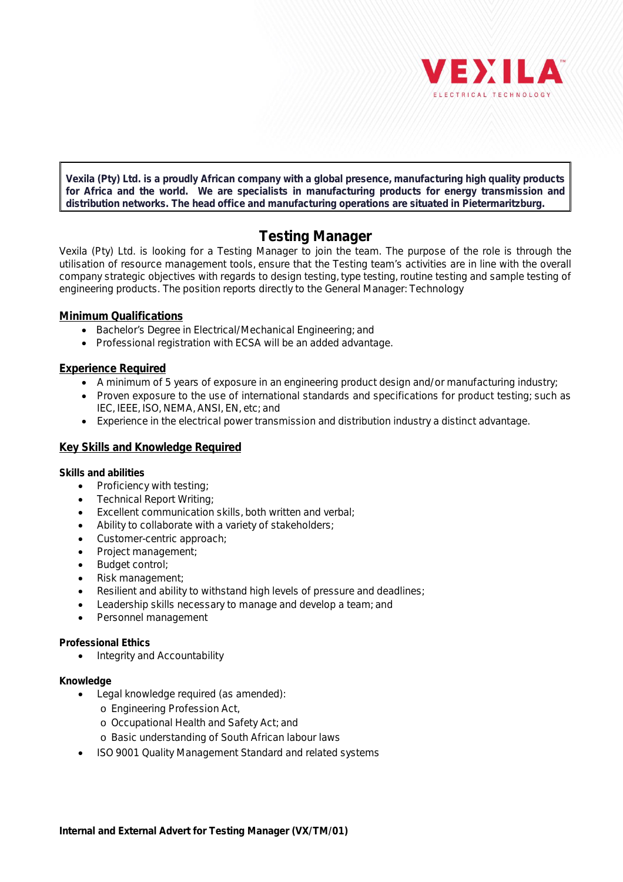VEXILA™
ELECTRICAL TECHNOLOGY

**Vexila (Pty) Ltd. is a proudly African company with a global presence, manufacturing high quality products for Africa and the world. We are specialists in manufacturing products for energy transmission and distribution networks. The head office and manufacturing operations are situated in Pietermaritzburg.**

# Testing Manager

Vexila (Pty) Ltd. is looking for a Testing Manager to join the team. The purpose of the role is through the utilisation of resource management tools, ensure that the Testing team's activities are in line with the overall company strategic objectives with regards to design testing, type testing, routine testing and sample testing of engineering products. The position reports directly to the General Manager: Technology

## Minimum Qualifications

- Bachelor's Degree in Electrical/Mechanical Engineering; and
- Professional registration with ECSA will be an added advantage.

## Experience Required

- A minimum of 5 years of exposure in an engineering product design and/or manufacturing industry;
- Proven exposure to the use of international standards and specifications for product testing; such as IEC, IEEE, ISO, NEMA, ANSI, EN, etc; and
- Experience in the electrical power transmission and distribution industry a distinct advantage.

## Key Skills and Knowledge Required

### Skills and abilities

- Proficiency with testing;
- Technical Report Writing;
- Excellent communication skills, both written and verbal;
- Ability to collaborate with a variety of stakeholders;
- Customer-centric approach;
- Project management;
- Budget control;
- Risk management;
- Resilient and ability to withstand high levels of pressure and deadlines;
- Leadership skills necessary to manage and develop a team; and
- Personnel management

### Professional Ethics

- Integrity and Accountability

### Knowledge

- Legal knowledge required (as amended):
  - Engineering Profession Act,
  - Occupational Health and Safety Act; and
  - Basic understanding of South African labour laws
- ISO 9001 Quality Management Standard and related systems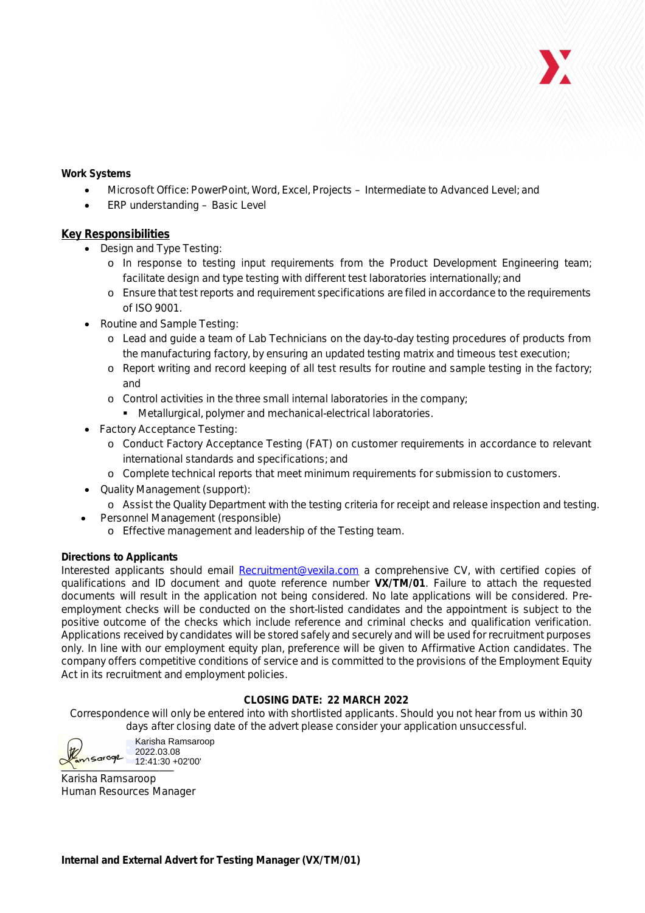**Work Systems**

- Microsoft Office: PowerPoint, Word, Excel, Projects – Intermediate to Advanced Level; and
- ERP understanding – Basic Level

## Key Responsibilities

- Design and Type Testing:
  - In response to testing input requirements from the Product Development Engineering team; facilitate design and type testing with different test laboratories internationally; and
  - Ensure that test reports and requirement specifications are filed in accordance to the requirements of ISO 9001.
- Routine and Sample Testing:
  - Lead and guide a team of Lab Technicians on the day-to-day testing procedures of products from the manufacturing factory, by ensuring an updated testing matrix and timeous test execution;
  - Report writing and record keeping of all test results for routine and sample testing in the factory; and
  - Control activities in the three small internal laboratories in the company;
    - Metallurgical, polymer and mechanical-electrical laboratories.
- Factory Acceptance Testing:
  - Conduct Factory Acceptance Testing (FAT) on customer requirements in accordance to relevant international standards and specifications; and
  - Complete technical reports that meet minimum requirements for submission to customers.
- Quality Management (support):
  - Assist the Quality Department with the testing criteria for receipt and release inspection and testing.
- Personnel Management (responsible)
  - Effective management and leadership of the Testing team.

**Directions to Applicants**

Interested applicants should email Recruitment@vexila.com a comprehensive CV, with certified copies of qualifications and ID document and quote reference number **VX/TM/01**. Failure to attach the requested documents will result in the application not being considered. No late applications will be considered. Pre-employment checks will be conducted on the short-listed candidates and the appointment is subject to the positive outcome of the checks which include reference and criminal checks and qualification verification. Applications received by candidates will be stored safely and securely and will be used for recruitment purposes only. In line with our employment equity plan, preference will be given to Affirmative Action candidates. The company offers competitive conditions of service and is committed to the provisions of the Employment Equity Act in its recruitment and employment policies.

**CLOSING DATE: 22 MARCH 2022**

Correspondence will only be entered into with shortlisted applicants. Should you not hear from us within 30 days after closing date of the advert please consider your application unsuccessful.

Karisha Ramsaroop
2022.03.08
12:41:30 +02'00'

Karisha Ramsaroop
Human Resources Manager

**Internal and External Advert for Testing Manager (VX/TM/01)**